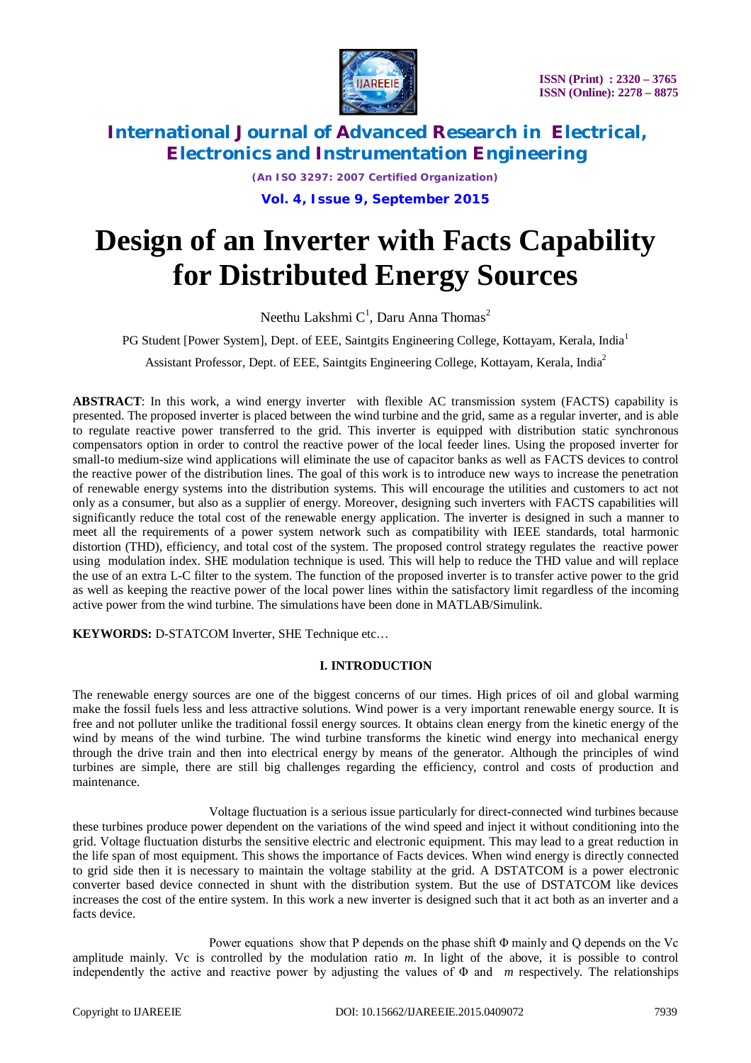# Design of an Inverter with Facts Capability for Distributed Energy Sources

Neethu Lakshmi C[1], Daru Anna Thomas[2]

PG Student [Power System], Dept. of EEE, Saintgits Engineering College, Kottayam, Kerala, India[1]

Assistant Professor, Dept. of EEE, Saintgits Engineering College, Kottayam, Kerala, India[2]

**ABSTRACT**: In this work, a wind energy inverter with flexible AC transmission system (FACTS) capability is presented. The proposed inverter is placed between the wind turbine and the grid, same as a regular inverter, and is able to regulate reactive power transferred to the grid. This inverter is equipped with distribution static synchronous compensators option in order to control the reactive power of the local feeder lines. Using the proposed inverter for small-to medium-size wind applications will eliminate the use of capacitor banks as well as FACTS devices to control the reactive power of the distribution lines. The goal of this work is to introduce new ways to increase the penetration of renewable energy systems into the distribution systems. This will encourage the utilities and customers to act not only as a consumer, but also as a supplier of energy. Moreover, designing such inverters with FACTS capabilities will significantly reduce the total cost of the renewable energy application. The inverter is designed in such a manner to meet all the requirements of a power system network such as compatibility with IEEE standards, total harmonic distortion (THD), efficiency, and total cost of the system. The proposed control strategy regulates the reactive power using modulation index. SHE modulation technique is used. This will help to reduce the THD value and will replace the use of an extra L-C filter to the system. The function of the proposed inverter is to transfer active power to the grid as well as keeping the reactive power of the local power lines within the satisfactory limit regardless of the incoming active power from the wind turbine. The simulations have been done in MATLAB/Simulink.

**KEYWORDS:** D-STATCOM Inverter, SHE Technique etc…

## I. INTRODUCTION

The renewable energy sources are one of the biggest concerns of our times. High prices of oil and global warming make the fossil fuels less and less attractive solutions. Wind power is a very important renewable energy source. It is free and not polluter unlike the traditional fossil energy sources. It obtains clean energy from the kinetic energy of the wind by means of the wind turbine. The wind turbine transforms the kinetic wind energy into mechanical energy through the drive train and then into electrical energy by means of the generator. Although the principles of wind turbines are simple, there are still big challenges regarding the efficiency, control and costs of production and maintenance.

Voltage fluctuation is a serious issue particularly for direct-connected wind turbines because these turbines produce power dependent on the variations of the wind speed and inject it without conditioning into the grid. Voltage fluctuation disturbs the sensitive electric and electronic equipment. This may lead to a great reduction in the life span of most equipment. This shows the importance of Facts devices. When wind energy is directly connected to grid side then it is necessary to maintain the voltage stability at the grid. A DSTATCOM is a power electronic converter based device connected in shunt with the distribution system. But the use of DSTATCOM like devices increases the cost of the entire system. In this work a new inverter is designed such that it act both as an inverter and a facts device.

Power equations show that P depends on the phase shift $\Phi$ mainly and Q depends on the $V_c$ amplitude mainly. $V_c$ is controlled by the modulation ratio $m$. In light of the above, it is possible to control independently the active and reactive power by adjusting the values of $\Phi$ and $m$ respectively. The relationships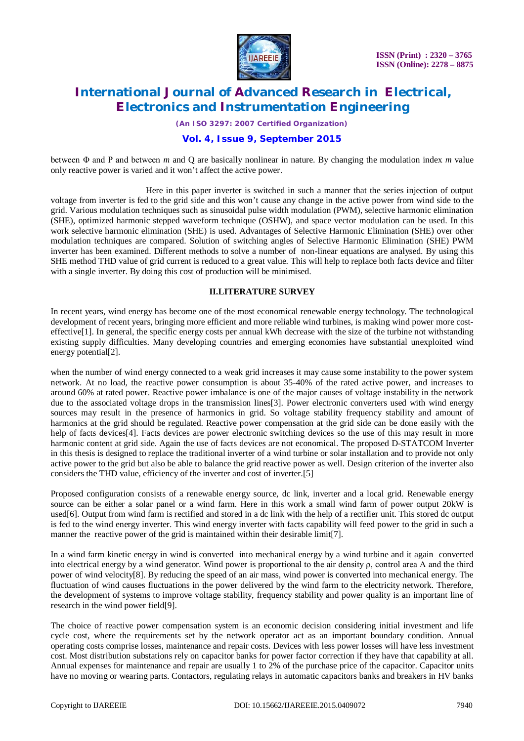between $\Phi$ and P and between $m$ and Q are basically nonlinear in nature. By changing the modulation index $m$ value only reactive power is varied and it won't affect the active power.

Here in this paper inverter is switched in such a manner that the series injection of output voltage from inverter is fed to the grid side and this won't cause any change in the active power from wind side to the grid. Various modulation techniques such as sinusoidal pulse width modulation (PWM), selective harmonic elimination (SHE), optimized harmonic stepped waveform technique (OSHW), and space vector modulation can be used. In this work selective harmonic elimination (SHE) is used. Advantages of Selective Harmonic Elimination (SHE) over other modulation techniques are compared. Solution of switching angles of Selective Harmonic Elimination (SHE) PWM inverter has been examined. Different methods to solve a number of non-linear equations are analysed. By using this SHE method THD value of grid current is reduced to a great value. This will help to replace both facts device and filter with a single inverter. By doing this cost of production will be minimised.

## II.LITERATURE SURVEY

In recent years, wind energy has become one of the most economical renewable energy technology. The technological development of recent years, bringing more efficient and more reliable wind turbines, is making wind power more cost-effective[1]. In general, the specific energy costs per annual kWh decrease with the size of the turbine not withstanding existing supply difficulties. Many developing countries and emerging economies have substantial unexploited wind energy potential[2].

when the number of wind energy connected to a weak grid increases it may cause some instability to the power system network. At no load, the reactive power consumption is about 35-40% of the rated active power, and increases to around 60% at rated power. Reactive power imbalance is one of the major causes of voltage instability in the network due to the associated voltage drops in the transmission lines[3]. Power electronic converters used with wind energy sources may result in the presence of harmonics in grid. So voltage stability frequency stability and amount of harmonics at the grid should be regulated. Reactive power compensation at the grid side can be done easily with the help of facts devices[4]. Facts devices are power electronic switching devices so the use of this may result in more harmonic content at grid side. Again the use of facts devices are not economical. The proposed D-STATCOM Inverter in this thesis is designed to replace the traditional inverter of a wind turbine or solar installation and to provide not only active power to the grid but also be able to balance the grid reactive power as well. Design criterion of the inverter also considers the THD value, efficiency of the inverter and cost of inverter.[5]

Proposed configuration consists of a renewable energy source, dc link, inverter and a local grid. Renewable energy source can be either a solar panel or a wind farm. Here in this work a small wind farm of power output 20kW is used[6]. Output from wind farm is rectified and stored in a dc link with the help of a rectifier unit. This stored dc output is fed to the wind energy inverter. This wind energy inverter with facts capability will feed power to the grid in such a manner the reactive power of the grid is maintained within their desirable limit[7].

In a wind farm kinetic energy in wind is converted into mechanical energy by a wind turbine and it again converted into electrical energy by a wind generator. Wind power is proportional to the air density $\rho$, control area A and the third power of wind velocity[8]. By reducing the speed of an air mass, wind power is converted into mechanical energy. The fluctuation of wind causes fluctuations in the power delivered by the wind farm to the electricity network. Therefore, the development of systems to improve voltage stability, frequency stability and power quality is an important line of research in the wind power field[9].

The choice of reactive power compensation system is an economic decision considering initial investment and life cycle cost, where the requirements set by the network operator act as an important boundary condition. Annual operating costs comprise losses, maintenance and repair costs. Devices with less power losses will have less investment cost. Most distribution substations rely on capacitor banks for power factor correction if they have that capability at all. Annual expenses for maintenance and repair are usually 1 to 2% of the purchase price of the capacitor. Capacitor units have no moving or wearing parts. Contactors, regulating relays in automatic capacitors banks and breakers in HV banks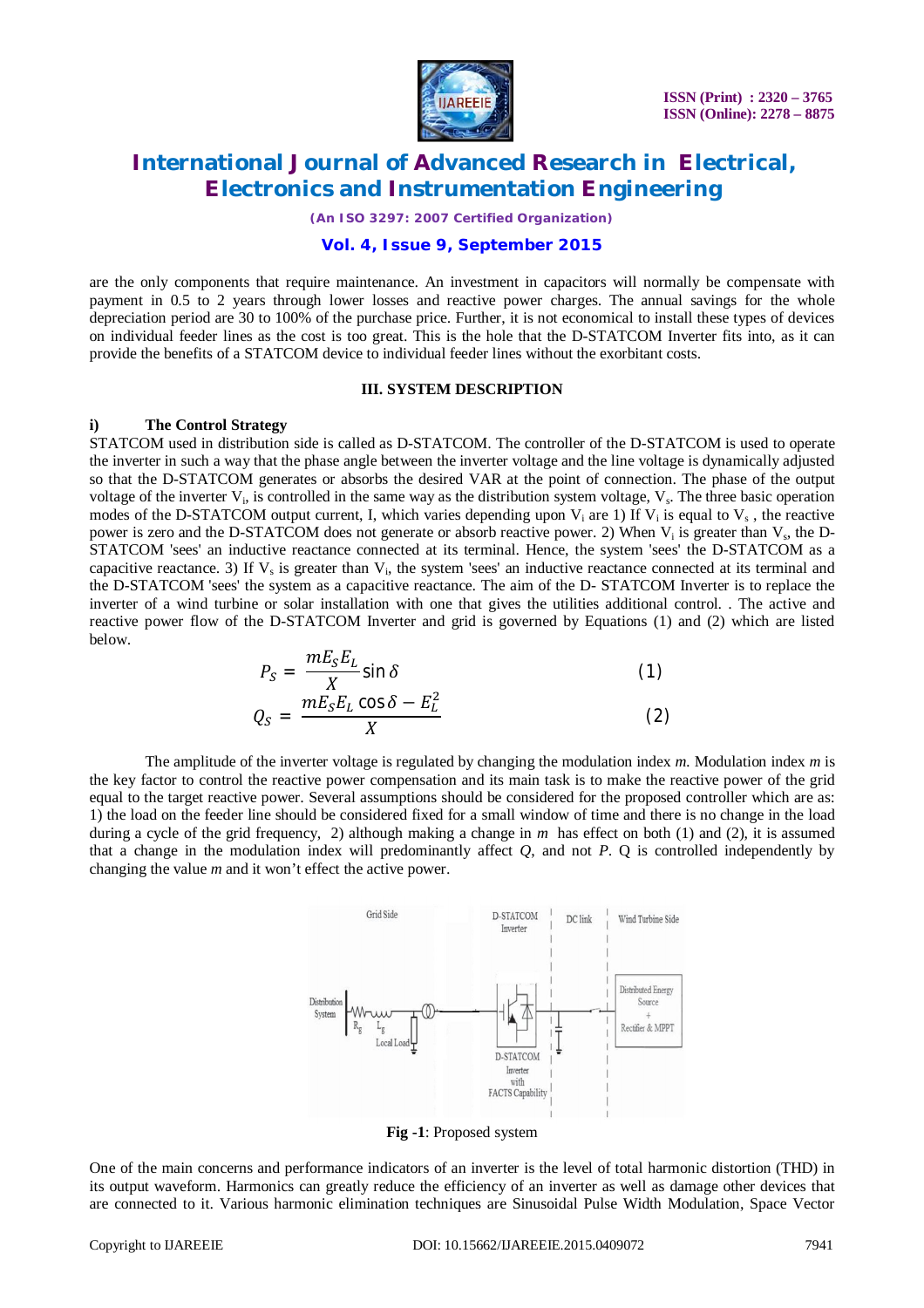are the only components that require maintenance. An investment in capacitors will normally be compensate with payment in 0.5 to 2 years through lower losses and reactive power charges. The annual savings for the whole depreciation period are 30 to 100% of the purchase price. Further, it is not economical to install these types of devices on individual feeder lines as the cost is too great. This is the hole that the D-STATCOM Inverter fits into, as it can provide the benefits of a STATCOM device to individual feeder lines without the exorbitant costs.

## III. SYSTEM DESCRIPTION

### i) The Control Strategy

STATCOM used in distribution side is called as D-STATCOM. The controller of the D-STATCOM is used to operate the inverter in such a way that the phase angle between the inverter voltage and the line voltage is dynamically adjusted so that the D-STATCOM generates or absorbs the desired VAR at the point of connection. The phase of the output voltage of the inverter $V_i$, is controlled in the same way as the distribution system voltage, $V_s$. The three basic operation modes of the D-STATCOM output current, I, which varies depending upon $V_i$ are 1) If $V_i$ is equal to $V_s$ , the reactive power is zero and the D-STATCOM does not generate or absorb reactive power. 2) When $V_i$ is greater than $V_s$, the D-STATCOM 'sees' an inductive reactance connected at its terminal. Hence, the system 'sees' the D-STATCOM as a capacitive reactance. 3) If $V_s$ is greater than $V_i$, the system 'sees' an inductive reactance connected at its terminal and the D-STATCOM 'sees' the system as a capacitive reactance. The aim of the D- STATCOM Inverter is to replace the inverter of a wind turbine or solar installation with one that gives the utilities additional control. . The active and reactive power flow of the D-STATCOM Inverter and grid is governed by Equations (1) and (2) which are listed below.

$$P_S = \frac{mE_S E_L}{X} \sin \delta \tag{1}$$

$$Q_S = \frac{mE_S E_L \cos \delta - E_L^2}{X} \tag{2}$$

The amplitude of the inverter voltage is regulated by changing the modulation index *m*. Modulation index *m* is the key factor to control the reactive power compensation and its main task is to make the reactive power of the grid equal to the target reactive power. Several assumptions should be considered for the proposed controller which are as: 1) the load on the feeder line should be considered fixed for a small window of time and there is no change in the load during a cycle of the grid frequency, 2) although making a change in *m* has effect on both (1) and (2), it is assumed that a change in the modulation index will predominantly affect *Q*, and not *P*. Q is controlled independently by changing the value *m* and it won't effect the active power.

**Fig -1**: Proposed system

One of the main concerns and performance indicators of an inverter is the level of total harmonic distortion (THD) in its output waveform. Harmonics can greatly reduce the efficiency of an inverter as well as damage other devices that are connected to it. Various harmonic elimination techniques are Sinusoidal Pulse Width Modulation, Space Vector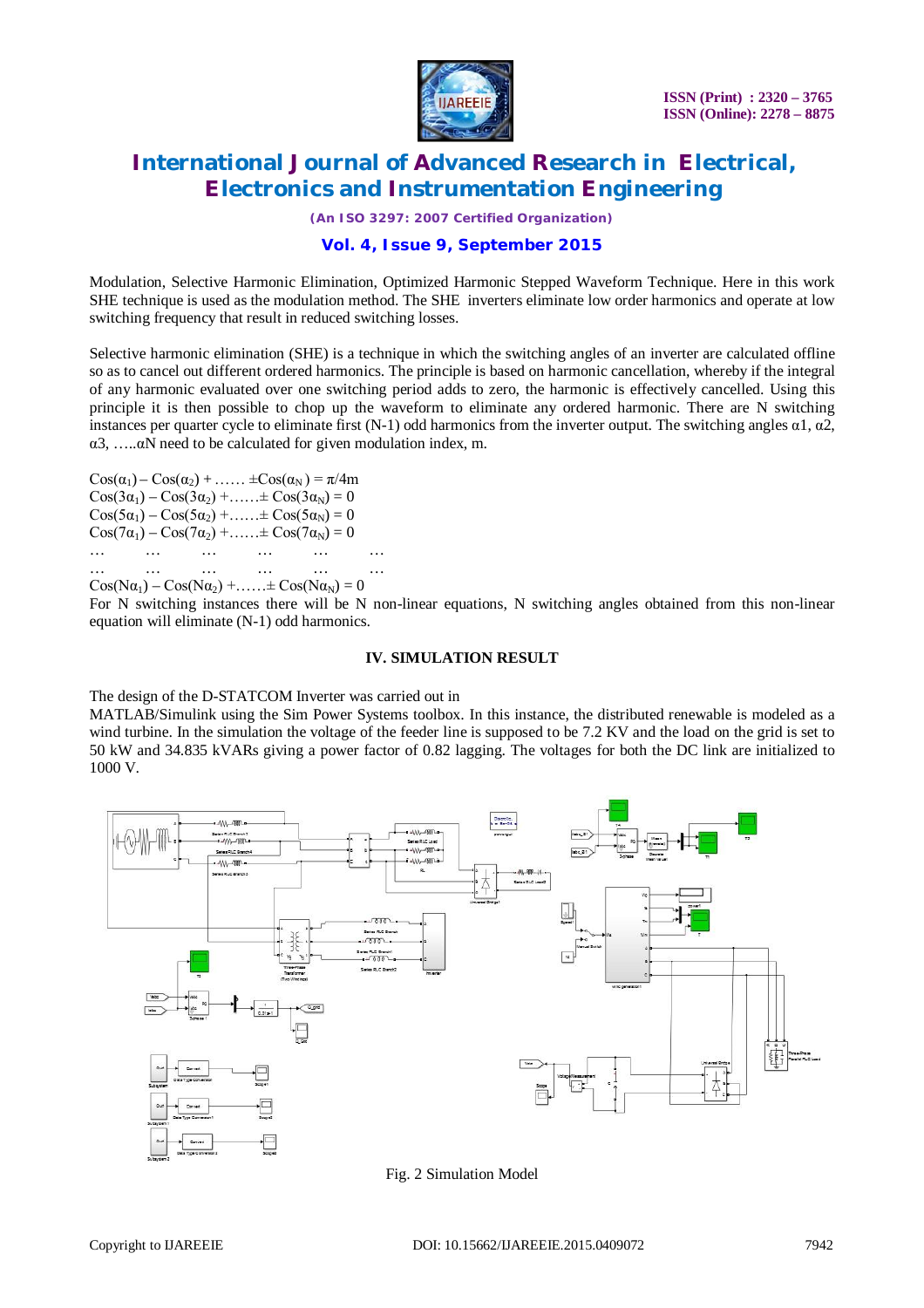Modulation, Selective Harmonic Elimination, Optimized Harmonic Stepped Waveform Technique. Here in this work SHE technique is used as the modulation method. The SHE inverters eliminate low order harmonics and operate at low switching frequency that result in reduced switching losses.

Selective harmonic elimination (SHE) is a technique in which the switching angles of an inverter are calculated offline so as to cancel out different ordered harmonics. The principle is based on harmonic cancellation, whereby if the integral of any harmonic evaluated over one switching period adds to zero, the harmonic is effectively cancelled. Using this principle it is then possible to chop up the waveform to eliminate any ordered harmonic. There are N switching instances per quarter cycle to eliminate first (N-1) odd harmonics from the inverter output. The switching angles $\alpha 1$, $\alpha 2$, $\alpha 3$, …..$\alpha N$ need to be calculated for given modulation index, m.

$$\mathrm{Cos}(\alpha_1) - \mathrm{Cos}(\alpha_2) + \ldots\ldots \pm \mathrm{Cos}(\alpha_N) = \pi/4m$$
$$\mathrm{Cos}(3\alpha_1) - \mathrm{Cos}(3\alpha_2) + \ldots\ldots \pm \mathrm{Cos}(3\alpha_N) = 0$$
$$\mathrm{Cos}(5\alpha_1) - \mathrm{Cos}(5\alpha_2) + \ldots\ldots \pm \mathrm{Cos}(5\alpha_N) = 0$$
$$\mathrm{Cos}(7\alpha_1) - \mathrm{Cos}(7\alpha_2) + \ldots\ldots \pm \mathrm{Cos}(7\alpha_N) = 0$$
$$\ldots \quad \ldots \quad \ldots \quad \ldots \quad \ldots \quad \ldots$$
$$\ldots \quad \ldots \quad \ldots \quad \ldots \quad \ldots \quad \ldots$$
$$\mathrm{Cos}(N\alpha_1) - \mathrm{Cos}(N\alpha_2) + \ldots\ldots \pm \mathrm{Cos}(N\alpha_N) = 0$$

For N switching instances there will be N non-linear equations, N switching angles obtained from this non-linear equation will eliminate (N-1) odd harmonics.

## IV. SIMULATION RESULT

The design of the D-STATCOM Inverter was carried out in
MATLAB/Simulink using the Sim Power Systems toolbox. In this instance, the distributed renewable is modeled as a wind turbine. In the simulation the voltage of the feeder line is supposed to be 7.2 KV and the load on the grid is set to 50 kW and 34.835 kVARs giving a power factor of 0.82 lagging. The voltages for both the DC link are initialized to 1000 V.

Fig. 2 Simulation Model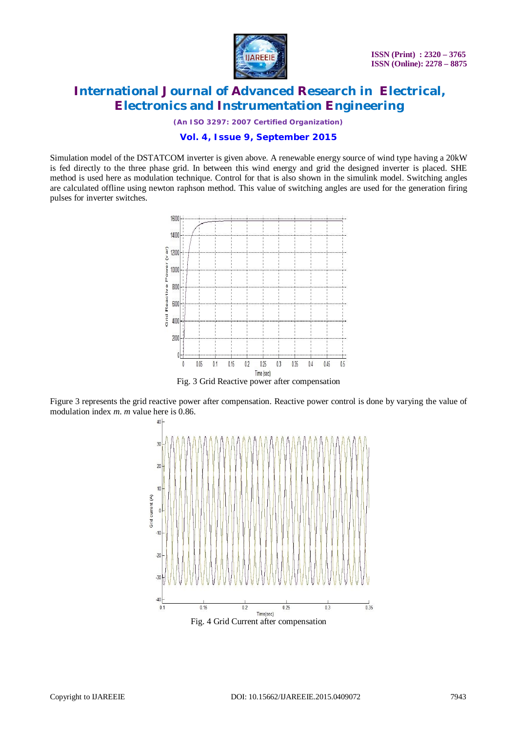Simulation model of the DSTATCOM inverter is given above. A renewable energy source of wind type having a 20kW is fed directly to the three phase grid. In between this wind energy and grid the designed inverter is placed. SHE method is used here as modulation technique. Control for that is also shown in the simulink model. Switching angles are calculated offline using newton raphson method. This value of switching angles are used for the generation firing pulses for inverter switches.

Fig. 3 Grid Reactive power after compensation

Figure 3 represents the grid reactive power after compensation. Reactive power control is done by varying the value of modulation index *m*. *m* value here is 0.86.

Fig. 4 Grid Current after compensation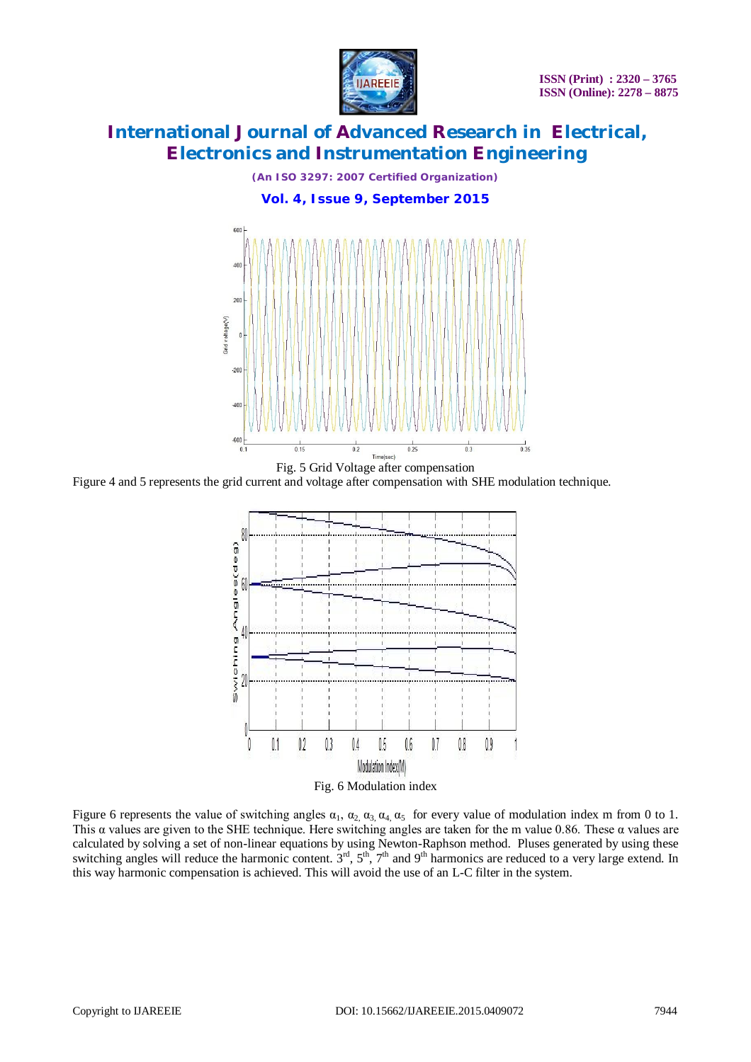Fig. 5 Grid Voltage after compensation

Figure 4 and 5 represents the grid current and voltage after compensation with SHE modulation technique.

Fig. 6 Modulation index

Figure 6 represents the value of switching angles $\alpha_1$, $\alpha_2$, $\alpha_3$, $\alpha_4$, $\alpha_5$ for every value of modulation index m from 0 to 1. This α values are given to the SHE technique. Here switching angles are taken for the m value 0.86. These α values are calculated by solving a set of non-linear equations by using Newton-Raphson method. Pluses generated by using these switching angles will reduce the harmonic content. 3rd, 5th, 7th and 9th harmonics are reduced to a very large extend. In this way harmonic compensation is achieved. This will avoid the use of an L-C filter in the system.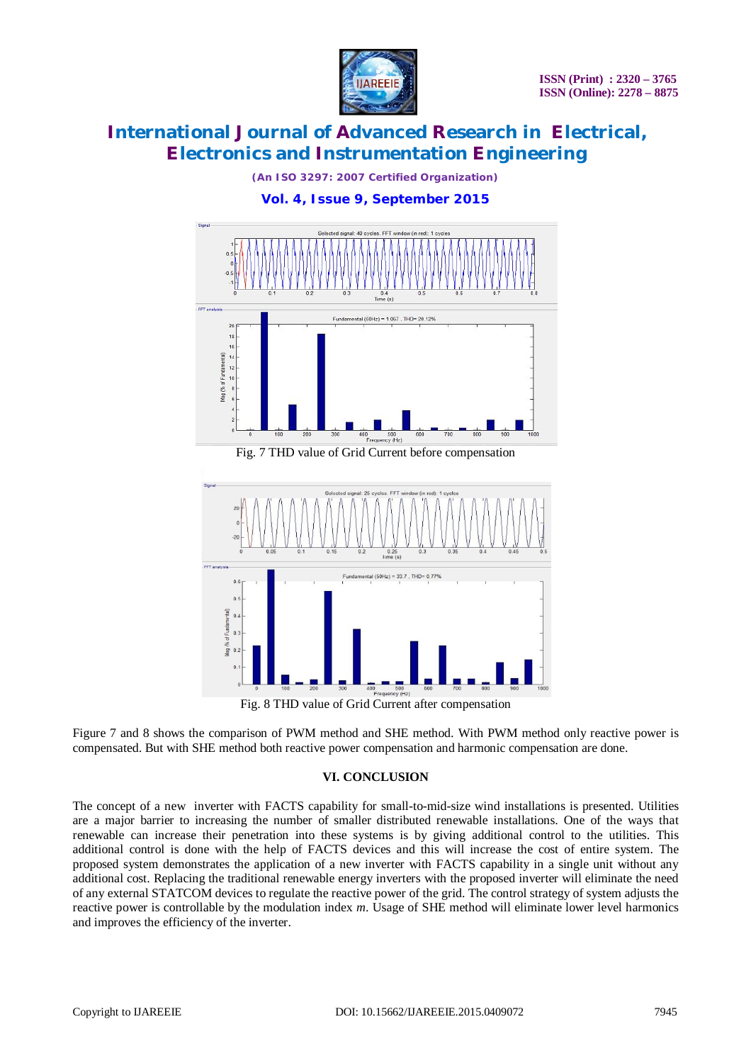Fig. 7 THD value of Grid Current before compensation

Fig. 8 THD value of Grid Current after compensation

Figure 7 and 8 shows the comparison of PWM method and SHE method. With PWM method only reactive power is compensated. But with SHE method both reactive power compensation and harmonic compensation are done.

## VI. CONCLUSION

The concept of a new inverter with FACTS capability for small-to-mid-size wind installations is presented. Utilities are a major barrier to increasing the number of smaller distributed renewable installations. One of the ways that renewable can increase their penetration into these systems is by giving additional control to the utilities. This additional control is done with the help of FACTS devices and this will increase the cost of entire system. The proposed system demonstrates the application of a new inverter with FACTS capability in a single unit without any additional cost. Replacing the traditional renewable energy inverters with the proposed inverter will eliminate the need of any external STATCOM devices to regulate the reactive power of the grid. The control strategy of system adjusts the reactive power is controllable by the modulation index *m*. Usage of SHE method will eliminate lower level harmonics and improves the efficiency of the inverter.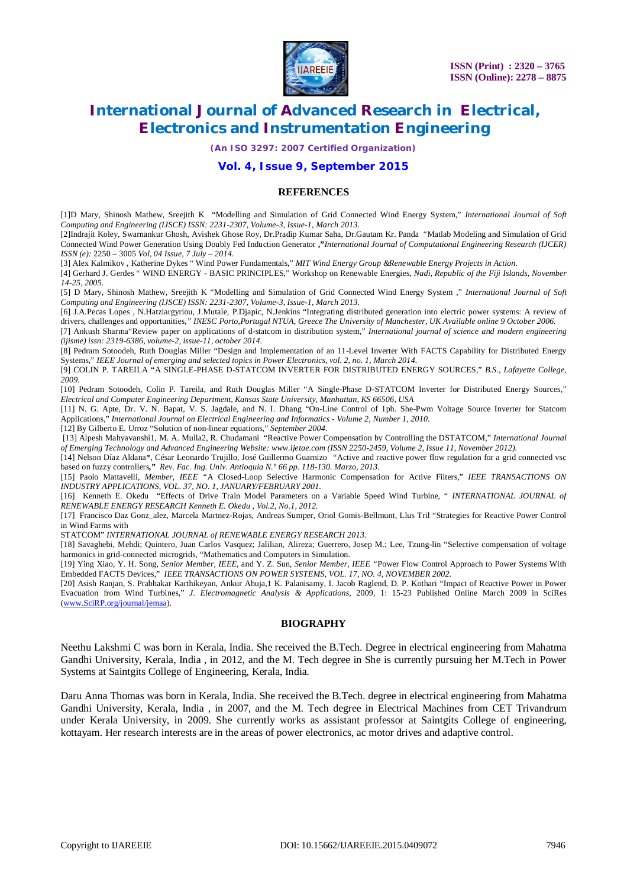## REFERENCES

[1]D Mary, Shinosh Mathew, Sreejith K "Modelling and Simulation of Grid Connected Wind Energy System," *International Journal of Soft Computing and Engineering (IJSCE) ISSN: 2231-2307, Volume-3, Issue-1, March 2013.*

[2]Indrajit Koley, Swarnankur Ghosh, Avishek Ghose Roy, Dr.Pradip Kumar Saha, Dr.Gautam Kr. Panda "Matlab Modeling and Simulation of Grid Connected Wind Power Generation Using Doubly Fed Induction Generator **,"***International Journal of Computational Engineering Research (IJCER) ISSN (e):* 2250 – 3005 *Vol, 04 Issue, 7 July – 2014.*

[3] Alex Kalmikov , Katherine Dykes " Wind Power Fundamentals," *MIT Wind Energy Group &Renewable Energy Projects in Action.*

[4] Gerhard J. Gerdes " WIND ENERGY - BASIC PRINCIPLES," Workshop on Renewable Energies, *Nadi, Republic of the Fiji Islands, November 14-25, 2005.*

[5] D Mary, Shinosh Mathew, Sreejith K "Modelling and Simulation of Grid Connected Wind Energy System ," *International Journal of Soft Computing and Engineering (IJSCE) ISSN: 2231-2307, Volume-3, Issue-1, March 2013.*

[6] J.A.Pecas Lopes , N.Hatziargyriou, J.Mutale, P.Djapic, N.Jenkins "Integrating distributed generation into electric power systems: A review of drivers, challenges and opportunities," *INESC Porto,Portugal NTUA, Greece The University of Manchester, UK Available online 9 October 2006.*

[7] Ankush Sharma"Review paper on applications of d-statcom in distribution system," *International journal of science and modern engineering (ijisme) issn: 2319-6386, volume-2, issue-11, october 2014.*

[8] Pedram Sotoodeh, Ruth Douglas Miller "Design and Implementation of an 11-Level Inverter With FACTS Capability for Distributed Energy Systems," *IEEE Journal of emerging and selected topics in Power Electronics, vol. 2, no. 1, March 2014.*

[9] COLIN P. TAREILA "A SINGLE-PHASE D-STATCOM INVERTER FOR DISTRIBUTED ENERGY SOURCES," *B.S., Lafayette College, 2009.*

[10] Pedram Sotoodeh, Colin P. Tareila, and Ruth Douglas Miller "A Single-Phase D-STATCOM Inverter for Distributed Energy Sources," *Electrical and Computer Engineering Department, Kansas State University, Manhattan, KS 66506, USA*

[11] N. G. Apte, Dr. V. N. Bapat, V. S. Jagdale, and N. I. Dhang "On-Line Control of 1ph. She-Pwm Voltage Source Inverter for Statcom Applications," *International Journal on Electrical Engineering and Informatics - Volume 2, Number 1, 2010.*

[12] By Gilberto E. Urroz "Solution of non-linear equations," *September 2004.*

[13] Alpesh Mahyavanshi1, M. A. Mulla2, R. Chudamani "Reactive Power Compensation by Controlling the DSTATCOM," *International Journal of Emerging Technology and Advanced Engineering Website: www.ijetae.com (ISSN 2250-2459, Volume 2, Issue 11, November 2012).*

[14] Nelson Díaz Aldana\*, César Leonardo Trujillo, José Guillermo Guarnizo "Active and reactive power flow regulation for a grid connected vsc based on fuzzy controllers**,"** *Rev. Fac. Ing. Univ. Antioquia N.° 66 pp. 118-130. Marzo, 2013.*

[15] Paolo Mattavelli, *Member, IEEE* "A Closed-Loop Selective Harmonic Compensation for Active Filters," *IEEE TRANSACTIONS ON INDUSTRY APPLICATIONS, VOL. 37, NO. 1, JANUARY/FEBRUARY 2001.*

[16] Kenneth E. Okedu "Effects of Drive Train Model Parameters on a Variable Speed Wind Turbine, " *INTERNATIONAL JOURNAL of RENEWABLE ENERGY RESEARCH Kenneth E. Okedu , Vol.2, No.1, 2012.*

[17] Francisco Daz Gonz_alez, Marcela Martnez-Rojas, Andreas Sumper, Oriol Gomis-Bellmunt, Llus Tril "Strategies for Reactive Power Control in Wind Farms with STATCOM" *INTERNATIONAL JOURNAL of RENEWABLE ENERGY RESEARCH 2013.*

[18] Savaghebi, Mehdi; Quintero, Juan Carlos Vasquez; Jalilian, Alireza; Guerrero, Josep M.; Lee, Tzung-lin "Selective compensation of voltage harmonics in grid-connected microgrids, "Mathematics and Computers in Simulation.

[19] Ying Xiao, Y. H. Song, *Senior Member, IEEE*, and Y. Z. Sun, *Senior Member, IEEE* "Power Flow Control Approach to Power Systems With Embedded FACTS Devices," *IEEE TRANSACTIONS ON POWER SYSTEMS, VOL. 17, NO. 4, NOVEMBER 2002.*

[20] Asish Ranjan, S. Prabhakar Karthikeyan, Ankur Ahuja,1 K. Palanisamy, I. Jacob Raglend, D. P. Kothari "Impact of Reactive Power in Power Evacuation from Wind Turbines," *J. Electromagnetic Analysis & Applications*, 2009, 1: 15-23 Published Online March 2009 in SciRes (www.SciRP.org/journal/jemaa).

## BIOGRAPHY

Neethu Lakshmi C was born in Kerala, India. She received the B.Tech. Degree in electrical engineering from Mahatma Gandhi University, Kerala, India , in 2012, and the M. Tech degree in She is currently pursuing her M.Tech in Power Systems at Saintgits College of Engineering, Kerala, India.

Daru Anna Thomas was born in Kerala, India. She received the B.Tech. degree in electrical engineering from Mahatma Gandhi University, Kerala, India , in 2007, and the M. Tech degree in Electrical Machines from CET Trivandrum under Kerala University, in 2009. She currently works as assistant professor at Saintgits College of engineering, kottayam. Her research interests are in the areas of power electronics, ac motor drives and adaptive control.